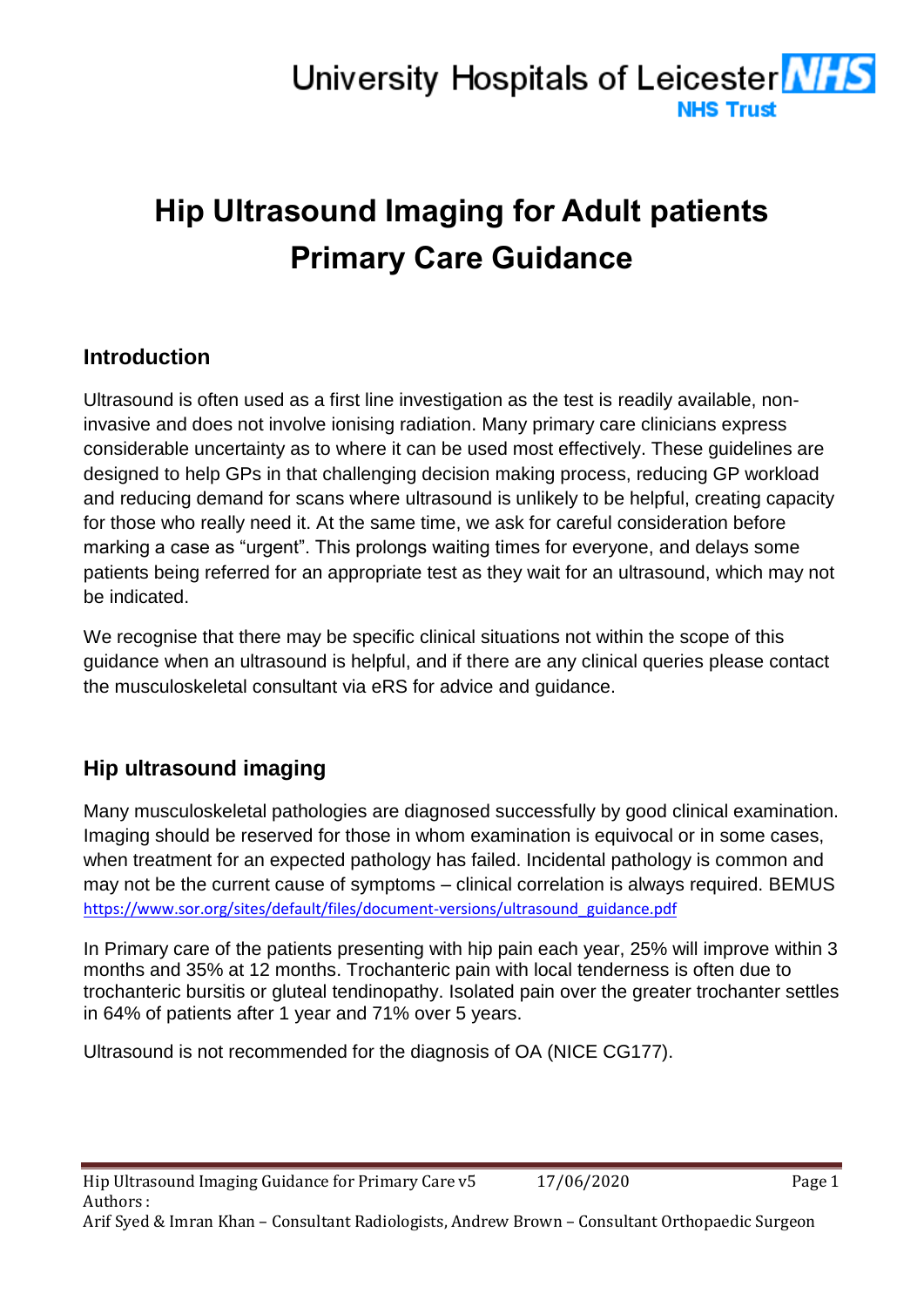# Hip Ultrasound Imaging for Adult patients Primary Care Guidance

## Introduction

Ultrasound is often used as a first line investigation as the test is readily available, non-invasive and does not involve ionising radiation. Many primary care clinicians express considerable uncertainty as to where it can be used most effectively. These guidelines are designed to help GPs in that challenging decision making process, reducing GP workload and reducing demand for scans where ultrasound is unlikely to be helpful, creating capacity for those who really need it. At the same time, we ask for careful consideration before marking a case as "urgent". This prolongs waiting times for everyone, and delays some patients being referred for an appropriate test as they wait for an ultrasound, which may not be indicated.

We recognise that there may be specific clinical situations not within the scope of this guidance when an ultrasound is helpful, and if there are any clinical queries please contact the musculoskeletal consultant via eRS for advice and guidance.

## Hip ultrasound imaging

Many musculoskeletal pathologies are diagnosed successfully by good clinical examination. Imaging should be reserved for those in whom examination is equivocal or in some cases, when treatment for an expected pathology has failed. Incidental pathology is common and may not be the current cause of symptoms – clinical correlation is always required. BEMUS https://www.sor.org/sites/default/files/document-versions/ultrasound_guidance.pdf

In Primary care of the patients presenting with hip pain each year, 25% will improve within 3 months and 35% at 12 months. Trochanteric pain with local tenderness is often due to trochanteric bursitis or gluteal tendinopathy. Isolated pain over the greater trochanter settles in 64% of patients after 1 year and 71% over 5 years.

Ultrasound is not recommended for the diagnosis of OA (NICE CG177).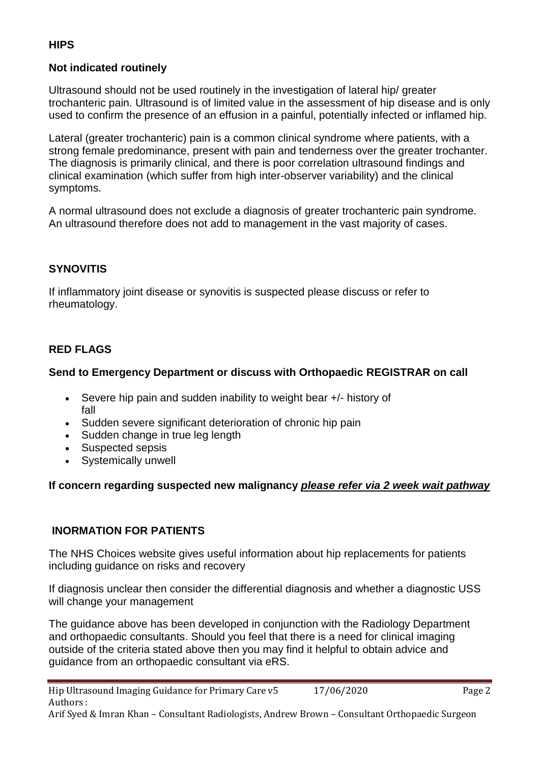## HIPS

### Not indicated routinely

Ultrasound should not be used routinely in the investigation of lateral hip/ greater trochanteric pain. Ultrasound is of limited value in the assessment of hip disease and is only used to confirm the presence of an effusion in a painful, potentially infected or inflamed hip.

Lateral (greater trochanteric) pain is a common clinical syndrome where patients, with a strong female predominance, present with pain and tenderness over the greater trochanter. The diagnosis is primarily clinical, and there is poor correlation ultrasound findings and clinical examination (which suffer from high inter-observer variability) and the clinical symptoms.

A normal ultrasound does not exclude a diagnosis of greater trochanteric pain syndrome. An ultrasound therefore does not add to management in the vast majority of cases.

## SYNOVITIS

If inflammatory joint disease or synovitis is suspected please discuss or refer to rheumatology.

## RED FLAGS

### Send to Emergency Department or discuss with Orthopaedic REGISTRAR on call

- Severe hip pain and sudden inability to weight bear +/- history of fall
- Sudden severe significant deterioration of chronic hip pain
- Sudden change in true leg length
- Suspected sepsis
- Systemically unwell

**If concern regarding suspected new malignancy *please refer via 2 week wait pathway***

## INORMATION FOR PATIENTS

The NHS Choices website gives useful information about hip replacements for patients including guidance on risks and recovery

If diagnosis unclear then consider the differential diagnosis and whether a diagnostic USS will change your management

The guidance above has been developed in conjunction with the Radiology Department and orthopaedic consultants. Should you feel that there is a need for clinical imaging outside of the criteria stated above then you may find it helpful to obtain advice and guidance from an orthopaedic consultant via eRS.

Hip Ultrasound Imaging Guidance for Primary Care v5 17/06/2020
Authors :
Arif Syed & Imran Khan – Consultant Radiologists, Andrew Brown – Consultant Orthopaedic Surgeon